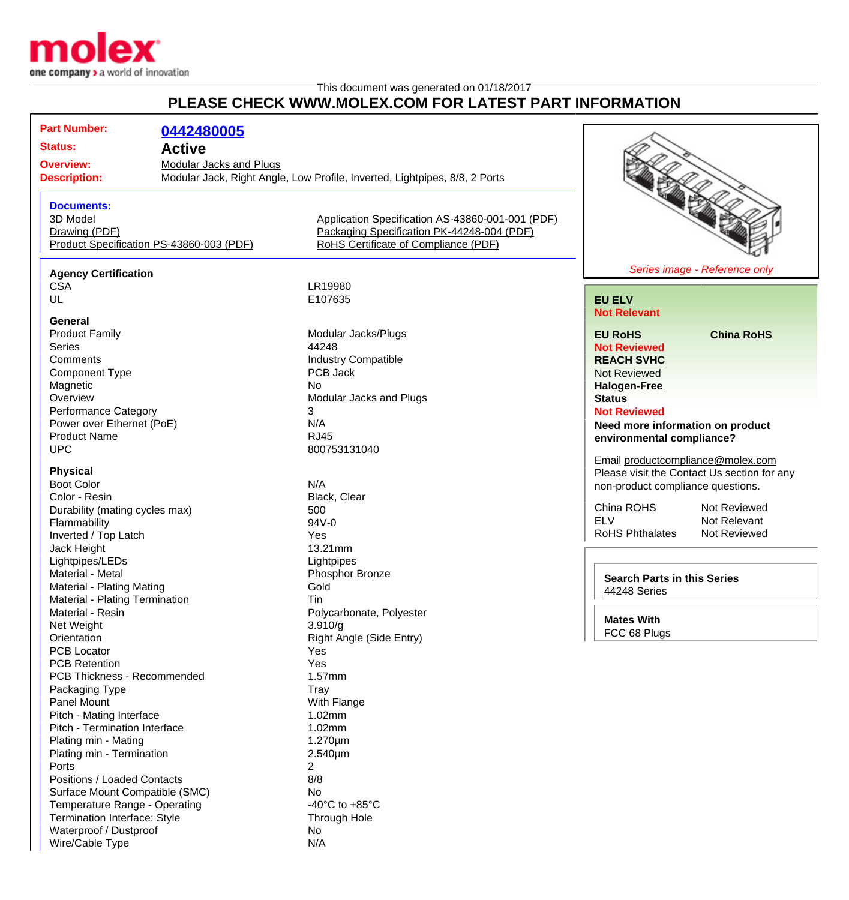This document was generated on 01/18/2017

# PLEASE CHECK WWW.MOLEX.COM FOR LATEST PART INFORMATION

| | |
|---|---|
| **Part Number:** | **0442480005** |
| **Status:** | **Active** |
| **Overview:** | Modular Jacks and Plugs |
| **Description:** | Modular Jack, Right Angle, Low Profile, Inverted, Lightpipes, 8/8, 2 Ports |

**Documents:**

- 3D Model
- Drawing (PDF)
- Product Specification PS-43860-003 (PDF)
- Application Specification AS-43860-001-001 (PDF)
- Packaging Specification PK-44248-004 (PDF)
- RoHS Certificate of Compliance (PDF)

*Series image - Reference only*

**Agency Certification**

| | |
|---|---|
| CSA | LR19980 |
| UL | E107635 |

**General**

| | |
|---|---|
| Product Family | Modular Jacks/Plugs |
| Series | 44248 |
| Comments | Industry Compatible |
| Component Type | PCB Jack |
| Magnetic | No |
| Overview | Modular Jacks and Plugs |
| Performance Category | 3 |
| Power over Ethernet (PoE) | N/A |
| Product Name | RJ45 |
| UPC | 800753131040 |

**Physical**

| | |
|---|---|
| Boot Color | N/A |
| Color - Resin | Black, Clear |
| Durability (mating cycles max) | 500 |
| Flammability | 94V-0 |
| Inverted / Top Latch | Yes |
| Jack Height | 13.21mm |
| Lightpipes/LEDs | Lightpipes |
| Material - Metal | Phosphor Bronze |
| Material - Plating Mating | Gold |
| Material - Plating Termination | Tin |
| Material - Resin | Polycarbonate, Polyester |
| Net Weight | 3.910/g |
| Orientation | Right Angle (Side Entry) |
| PCB Locator | Yes |
| PCB Retention | Yes |
| PCB Thickness - Recommended | 1.57mm |
| Packaging Type | Tray |
| Panel Mount | With Flange |
| Pitch - Mating Interface | 1.02mm |
| Pitch - Termination Interface | 1.02mm |
| Plating min - Mating | 1.270µm |
| Plating min - Termination | 2.540µm |
| Ports | 2 |
| Positions / Loaded Contacts | 8/8 |
| Surface Mount Compatible (SMC) | No |
| Temperature Range - Operating | -40°C to +85°C |
| Termination Interface: Style | Through Hole |
| Waterproof / Dustproof | No |
| Wire/Cable Type | N/A |

**EU ELV**
**Not Relevant**

**EU RoHS** **China RoHS**
**Not Reviewed**

**REACH SVHC**
Not Reviewed

**Halogen-Free Status**
**Not Reviewed**

**Need more information on product environmental compliance?**

Email productcompliance@molex.com
Please visit the Contact Us section for any non-product compliance questions.

| | |
|---|---|
| China ROHS | Not Reviewed |
| ELV | Not Relevant |
| RoHS Phthalates | Not Reviewed |

**Search Parts in this Series**
44248 Series

**Mates With**
FCC 68 Plugs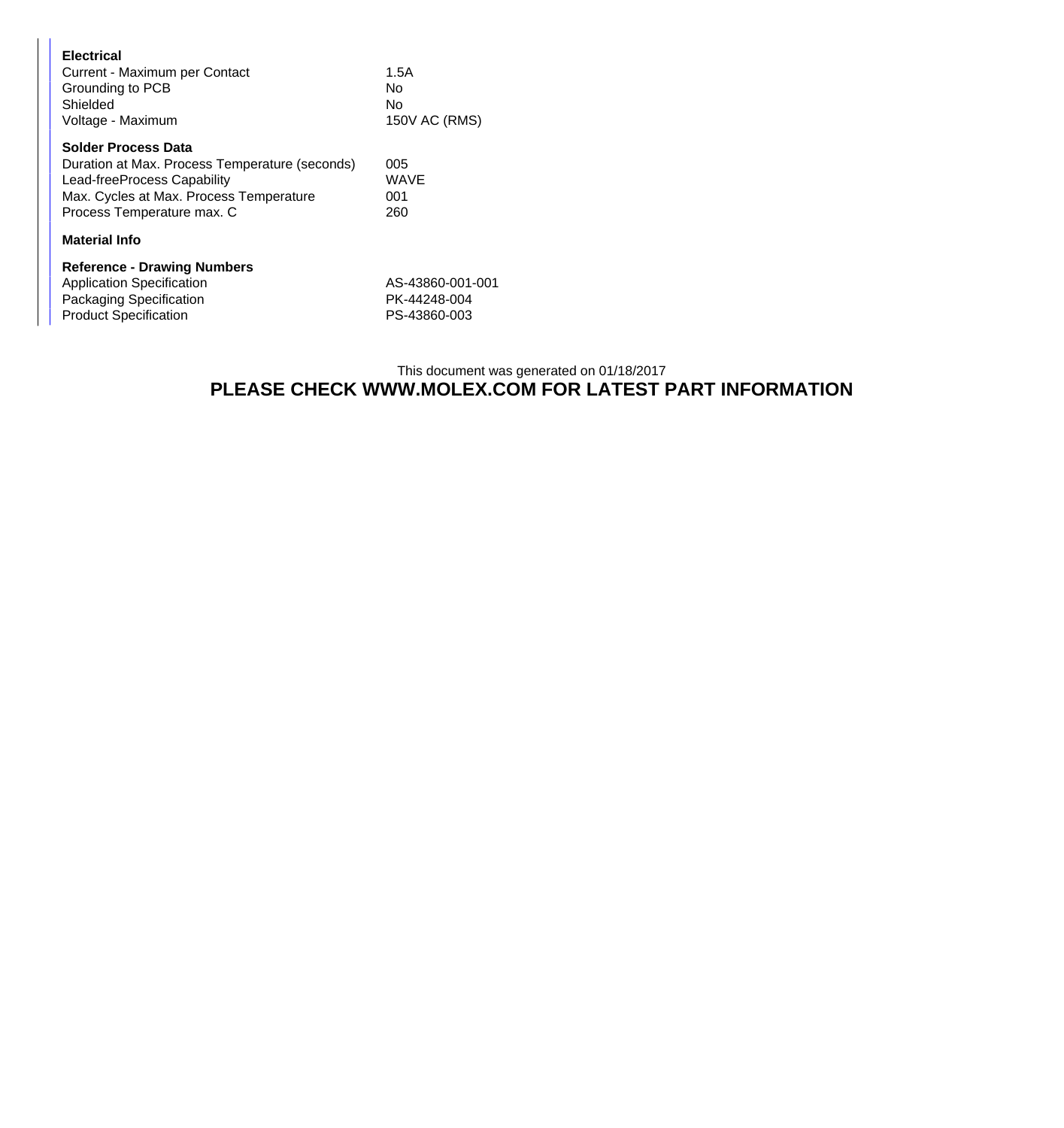**Electrical**

| | |
|---|---|
| Current - Maximum per Contact | 1.5A |
| Grounding to PCB | No |
| Shielded | No |
| Voltage - Maximum | 150V AC (RMS) |

**Solder Process Data**

| | |
|---|---|
| Duration at Max. Process Temperature (seconds) | 005 |
| Lead-freeProcess Capability | WAVE |
| Max. Cycles at Max. Process Temperature | 001 |
| Process Temperature max. C | 260 |

**Material Info**

**Reference - Drawing Numbers**

| | |
|---|---|
| Application Specification | AS-43860-001-001 |
| Packaging Specification | PK-44248-004 |
| Product Specification | PS-43860-003 |

This document was generated on 01/18/2017

**PLEASE CHECK WWW.MOLEX.COM FOR LATEST PART INFORMATION**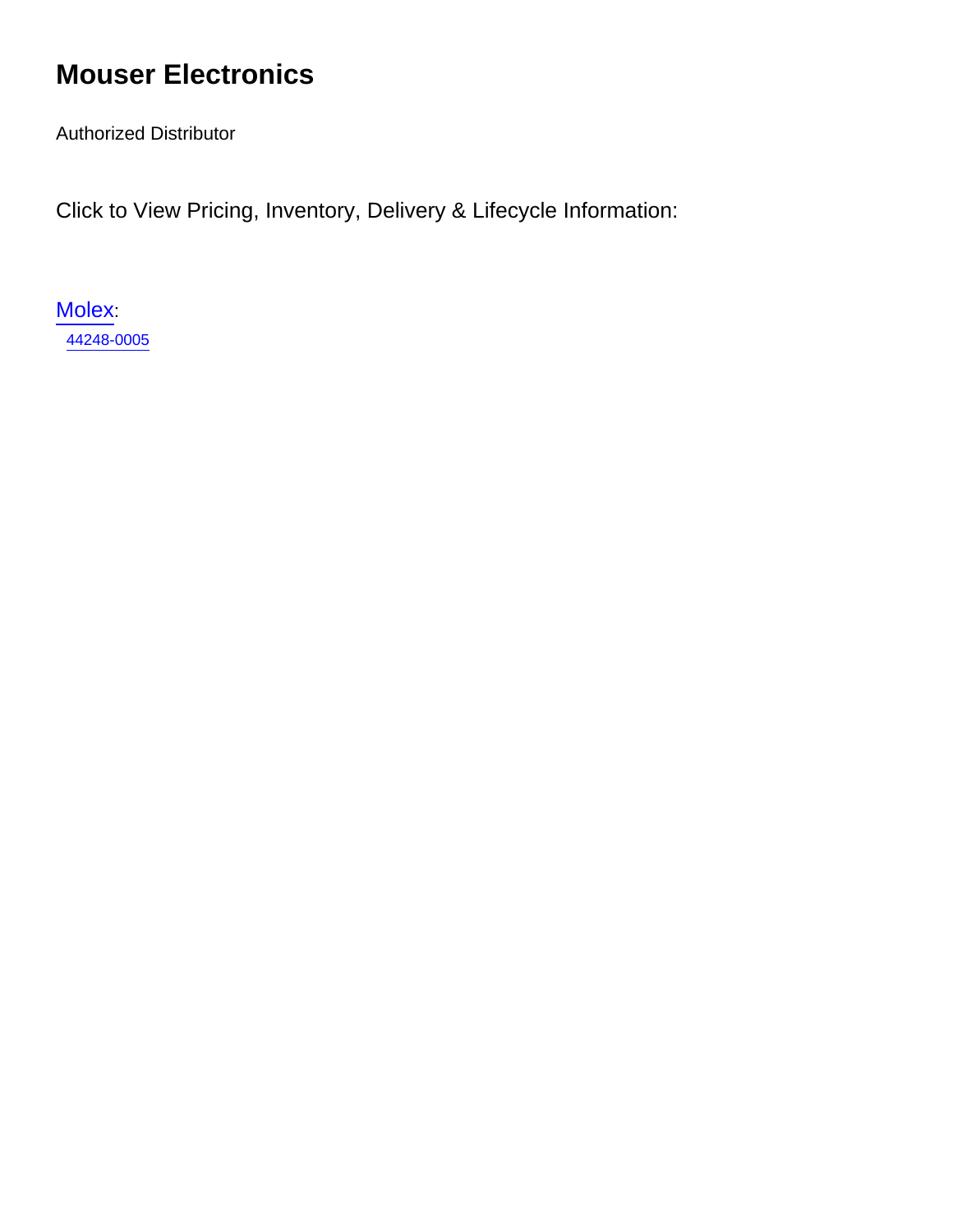# Mouser Electronics

Authorized Distributor

Click to View Pricing, Inventory, Delivery & Lifecycle Information:

Molex:

44248-0005